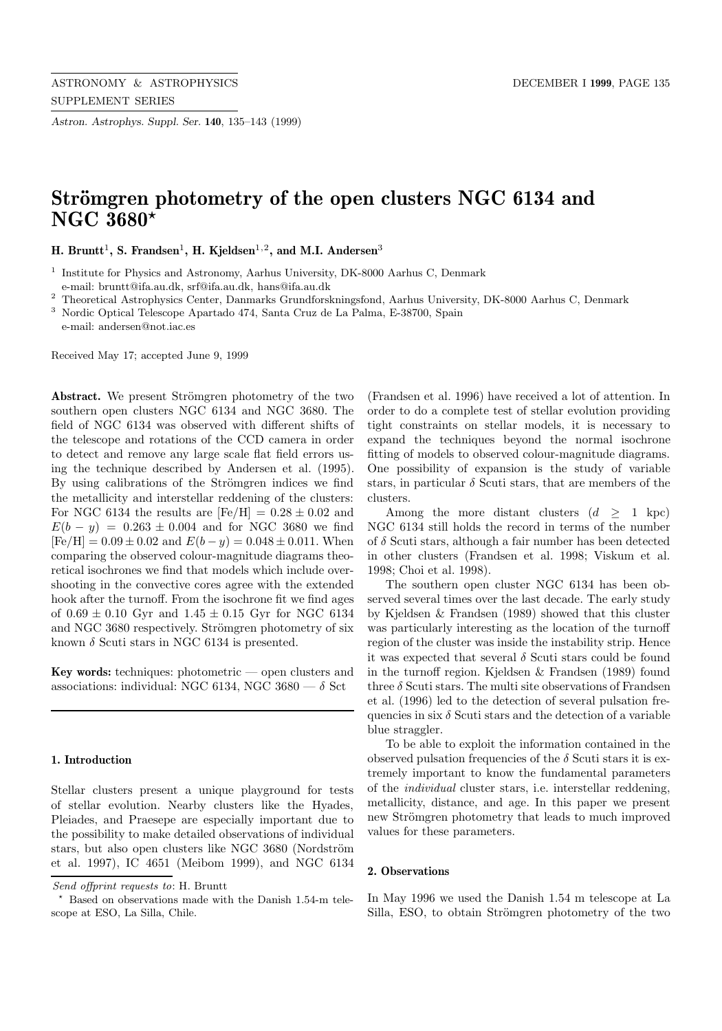# Strömgren photometry of the open clusters NGC 6134 and NGC 3680*

**H. Bruntt[1], S. Frandsen[1], H. Kjeldsen[1,2], and M.I. Andersen[3]**

[1] Institute for Physics and Astronomy, Aarhus University, DK-8000 Aarhus C, Denmark
e-mail: bruntt@ifa.au.dk, srf@ifa.au.dk, hans@ifa.au.dk

[2] Theoretical Astrophysics Center, Danmarks Grundforskningsfond, Aarhus University, DK-8000 Aarhus C, Denmark

[3] Nordic Optical Telescope Apartado 474, Santa Cruz de La Palma, E-38700, Spain
e-mail: andersen@not.iac.es

Received May 17; accepted June 9, 1999

**Abstract.** We present Strömgren photometry of the two southern open clusters NGC 6134 and NGC 3680. The field of NGC 6134 was observed with different shifts of the telescope and rotations of the CCD camera in order to detect and remove any large scale flat field errors using the technique described by Andersen et al. (1995). By using calibrations of the Strömgren indices we find the metallicity and interstellar reddening of the clusters: For NGC 6134 the results are $[\mathrm{Fe/H}] = 0.28 \pm 0.02$ and $E(b-y) = 0.263 \pm 0.004$ and for NGC 3680 we find $[\mathrm{Fe/H}] = 0.09 \pm 0.02$ and $E(b-y) = 0.048 \pm 0.011$. When comparing the observed colour-magnitude diagrams theoretical isochrones we find that models which include overshooting in the convective cores agree with the extended hook after the turnoff. From the isochrone fit we find ages of $0.69 \pm 0.10$ Gyr and $1.45 \pm 0.15$ Gyr for NGC 6134 and NGC 3680 respectively. Strömgren photometry of six known $\delta$ Scuti stars in NGC 6134 is presented.

**Key words:** techniques: photometric — open clusters and associations: individual: NGC 6134, NGC 3680 — $\delta$ Sct

## 1. Introduction

Stellar clusters present a unique playground for tests of stellar evolution. Nearby clusters like the Hyades, Pleiades, and Praesepe are especially important due to the possibility to make detailed observations of individual stars, but also open clusters like NGC 3680 (Nordström et al. 1997), IC 4651 (Meibom 1999), and NGC 6134 (Frandsen et al. 1996) have received a lot of attention. In order to do a complete test of stellar evolution providing tight constraints on stellar models, it is necessary to expand the techniques beyond the normal isochrone fitting of models to observed colour-magnitude diagrams. One possibility of expansion is the study of variable stars, in particular $\delta$ Scuti stars, that are members of the clusters.

Among the more distant clusters ($d \geq 1$ kpc) NGC 6134 still holds the record in terms of the number of $\delta$ Scuti stars, although a fair number has been detected in other clusters (Frandsen et al. 1998; Viskum et al. 1998; Choi et al. 1998).

The southern open cluster NGC 6134 has been observed several times over the last decade. The early study by Kjeldsen & Frandsen (1989) showed that this cluster was particularly interesting as the location of the turnoff region of the cluster was inside the instability strip. Hence it was expected that several $\delta$ Scuti stars could be found in the turnoff region. Kjeldsen & Frandsen (1989) found three $\delta$ Scuti stars. The multi site observations of Frandsen et al. (1996) led to the detection of several pulsation frequencies in six $\delta$ Scuti stars and the detection of a variable blue straggler.

To be able to exploit the information contained in the observed pulsation frequencies of the $\delta$ Scuti stars it is extremely important to know the fundamental parameters of the *individual* cluster stars, i.e. interstellar reddening, metallicity, distance, and age. In this paper we present new Strömgren photometry that leads to much improved values for these parameters.

## 2. Observations

In May 1996 we used the Danish 1.54 m telescope at La Silla, ESO, to obtain Strömgren photometry of the two

*Send offprint requests to*: H. Bruntt

* Based on observations made with the Danish 1.54-m telescope at ESO, La Silla, Chile.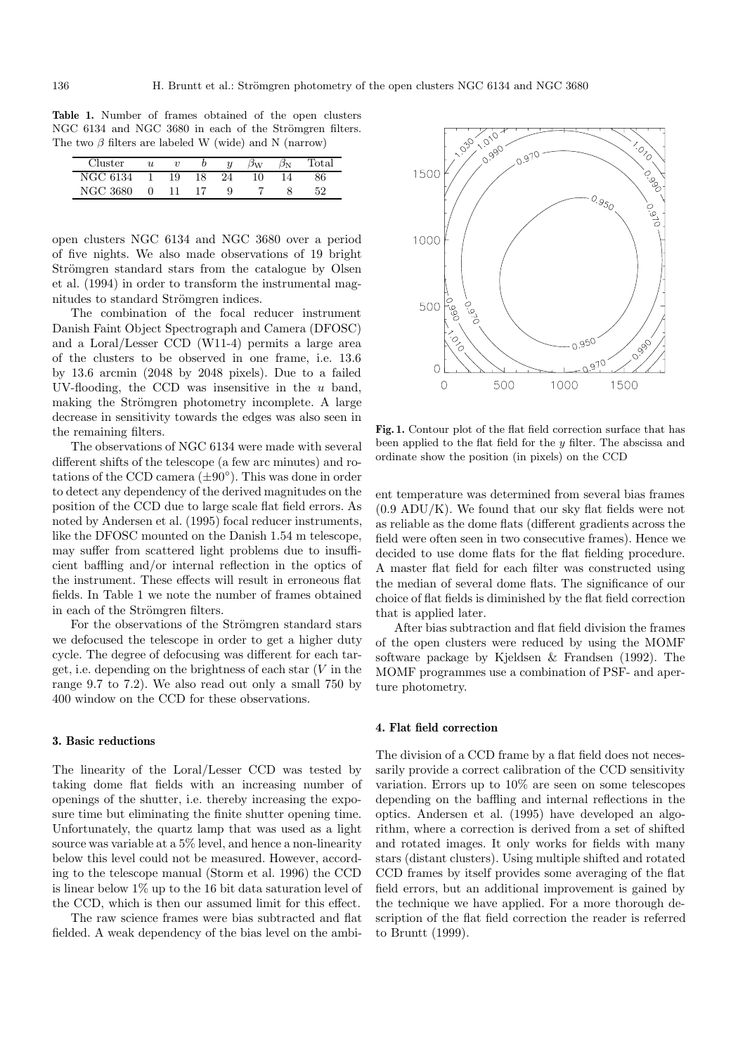**Table 1.** Number of frames obtained of the open clusters NGC 6134 and NGC 3680 in each of the Strömgren filters. The two $\beta$ filters are labeled W (wide) and N (narrow)

| Cluster | $u$ | $v$ | $b$ | $y$ | $\beta_{\rm W}$ | $\beta_{\rm N}$ | Total |
|---|---|---|---|---|---|---|---|
| NGC 6134 | 1 | 19 | 18 | 24 | 10 | 14 | 86 |
| NGC 3680 | 0 | 11 | 17 | 9 | 7 | 8 | 52 |

open clusters NGC 6134 and NGC 3680 over a period of five nights. We also made observations of 19 bright Strömgren standard stars from the catalogue by Olsen et al. (1994) in order to transform the instrumental magnitudes to standard Strömgren indices.

The combination of the focal reducer instrument Danish Faint Object Spectrograph and Camera (DFOSC) and a Loral/Lesser CCD (W11-4) permits a large area of the clusters to be observed in one frame, i.e. 13.6 by 13.6 arcmin (2048 by 2048 pixels). Due to a failed UV-flooding, the CCD was insensitive in the $u$ band, making the Strömgren photometry incomplete. A large decrease in sensitivity towards the edges was also seen in the remaining filters.

The observations of NGC 6134 were made with several different shifts of the telescope (a few arc minutes) and rotations of the CCD camera ($\pm 90^{\circ}$). This was done in order to detect any dependency of the derived magnitudes on the position of the CCD due to large scale flat field errors. As noted by Andersen et al. (1995) focal reducer instruments, like the DFOSC mounted on the Danish 1.54 m telescope, may suffer from scattered light problems due to insufficient baffling and/or internal reflection in the optics of the instrument. These effects will result in erroneous flat fields. In Table 1 we note the number of frames obtained in each of the Strömgren filters.

For the observations of the Strömgren standard stars we defocused the telescope in order to get a higher duty cycle. The degree of defocusing was different for each target, i.e. depending on the brightness of each star ($V$ in the range 9.7 to 7.2). We also read out only a small 750 by 400 window on the CCD for these observations.

### 3. Basic reductions

The linearity of the Loral/Lesser CCD was tested by taking dome flat fields with an increasing number of openings of the shutter, i.e. thereby increasing the exposure time but eliminating the finite shutter opening time. Unfortunately, the quartz lamp that was used as a light source was variable at a 5% level, and hence a non-linearity below this level could not be measured. However, according to the telescope manual (Storm et al. 1996) the CCD is linear below 1% up to the 16 bit data saturation level of the CCD, which is then our assumed limit for this effect.

The raw science frames were bias subtracted and flat fielded. A weak dependency of the bias level on the ambient temperature was determined from several bias frames (0.9 ADU/K). We found that our sky flat fields were not as reliable as the dome flats (different gradients across the field were often seen in two consecutive frames). Hence we decided to use dome flats for the flat fielding procedure. A master flat field for each filter was constructed using the median of several dome flats. The significance of our choice of flat fields is diminished by the flat field correction that is applied later.

**Fig. 1.** Contour plot of the flat field correction surface that has been applied to the flat field for the $y$ filter. The abscissa and ordinate show the position (in pixels) on the CCD

After bias subtraction and flat field division the frames of the open clusters were reduced by using the MOMF software package by Kjeldsen & Frandsen (1992). The MOMF programmes use a combination of PSF- and aperture photometry.

### 4. Flat field correction

The division of a CCD frame by a flat field does not necessarily provide a correct calibration of the CCD sensitivity variation. Errors up to 10% are seen on some telescopes depending on the baffling and internal reflections in the optics. Andersen et al. (1995) have developed an algorithm, where a correction is derived from a set of shifted and rotated images. It only works for fields with many stars (distant clusters). Using multiple shifted and rotated CCD frames by itself provides some averaging of the flat field errors, but an additional improvement is gained by the technique we have applied. For a more thorough description of the flat field correction the reader is referred to Bruntt (1999).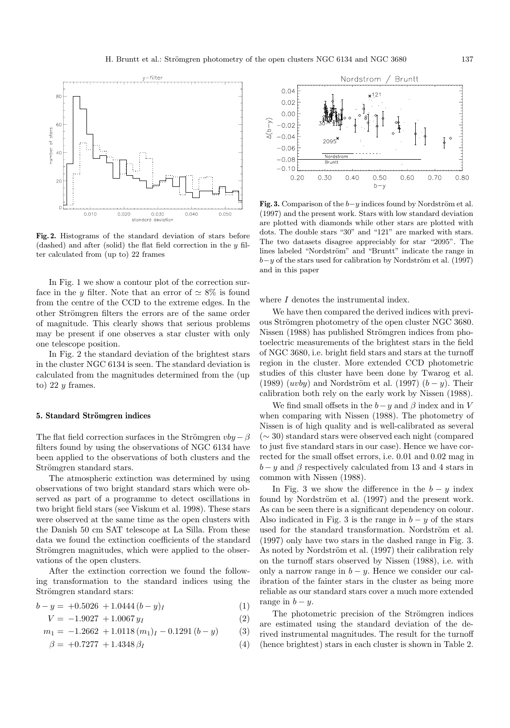**Fig. 2.** Histograms of the standard deviation of stars before (dashed) and after (solid) the flat field correction in the $y$ filter calculated from (up to) 22 frames

**Fig. 3.** Comparison of the $b-y$ indices found by Nordström et al. (1997) and the present work. Stars with low standard deviation are plotted with diamonds while other stars are plotted with dots. The double stars "30" and "121" are marked with stars. The two datasets disagree appreciably for star "2095". The lines labeled "Nordström" and "Bruntt" indicate the range in $b-y$ of the stars used for calibration by Nordström et al. (1997) and in this paper

In Fig. 1 we show a contour plot of the correction surface in the $y$ filter. Note that an error of $\simeq 8\%$ is found from the centre of the CCD to the extreme edges. In the other Strömgren filters the errors are of the same order of magnitude. This clearly shows that serious problems may be present if one observes a star cluster with only one telescope position.

In Fig. 2 the standard deviation of the brightest stars in the cluster NGC 6134 is seen. The standard deviation is calculated from the magnitudes determined from the (up to) 22 $y$ frames.

## 5. Standard Strömgren indices

The flat field correction surfaces in the Strömgren $vby-\beta$ filters found by using the observations of NGC 6134 have been applied to the observations of both clusters and the Strömgren standard stars.

The atmospheric extinction was determined by using observations of two bright standard stars which were observed as part of a programme to detect oscillations in two bright field stars (see Viskum et al. 1998). These stars were observed at the same time as the open clusters with the Danish 50 cm SAT telescope at La Silla. From these data we found the extinction coefficients of the standard Strömgren magnitudes, which were applied to the observations of the open clusters.

After the extinction correction we found the following transformation to the standard indices using the Strömgren standard stars:

$$b-y = +0.5026 + 1.0444\,(b-y)_I \quad (1)$$

$$V = -1.9027 + 1.0067\,y_I \quad (2)$$

$$m_1 = -1.2662 + 1.0118\,(m_1)_I - 0.1291\,(b-y) \quad (3)$$

$$\beta = +0.7277 + 1.4348\,\beta_I \quad (4)$$

where $I$ denotes the instrumental index.

We have then compared the derived indices with previous Strömgren photometry of the open cluster NGC 3680. Nissen (1988) has published Strömgren indices from photoelectric measurements of the brightest stars in the field of NGC 3680, i.e. bright field stars and stars at the turnoff region in the cluster. More extended CCD photometric studies of this cluster have been done by Twarog et al. (1989) ($uvby$) and Nordström et al. (1997) $(b-y)$. Their calibration both rely on the early work by Nissen (1988).

We find small offsets in the $b-y$ and $\beta$ index and in $V$ when comparing with Nissen (1988). The photometry of Nissen is of high quality and is well-calibrated as several ($\sim 30$) standard stars were observed each night (compared to just five standard stars in our case). Hence we have corrected for the small offset errors, i.e. 0.01 and 0.02 mag in $b-y$ and $\beta$ respectively calculated from 13 and 4 stars in common with Nissen (1988).

In Fig. 3 we show the difference in the $b-y$ index found by Nordström et al. (1997) and the present work. As can be seen there is a significant dependency on colour. Also indicated in Fig. 3 is the range in $b-y$ of the stars used for the standard transformation. Nordström et al. (1997) only have two stars in the dashed range in Fig. 3. As noted by Nordström et al. (1997) their calibration rely on the turnoff stars observed by Nissen (1988), i.e. with only a narrow range in $b-y$. Hence we consider our calibration of the fainter stars in the cluster as being more reliable as our standard stars cover a much more extended range in $b-y$.

The photometric precision of the Strömgren indices are estimated using the standard deviation of the derived instrumental magnitudes. The result for the turnoff (hence brightest) stars in each cluster is shown in Table 2.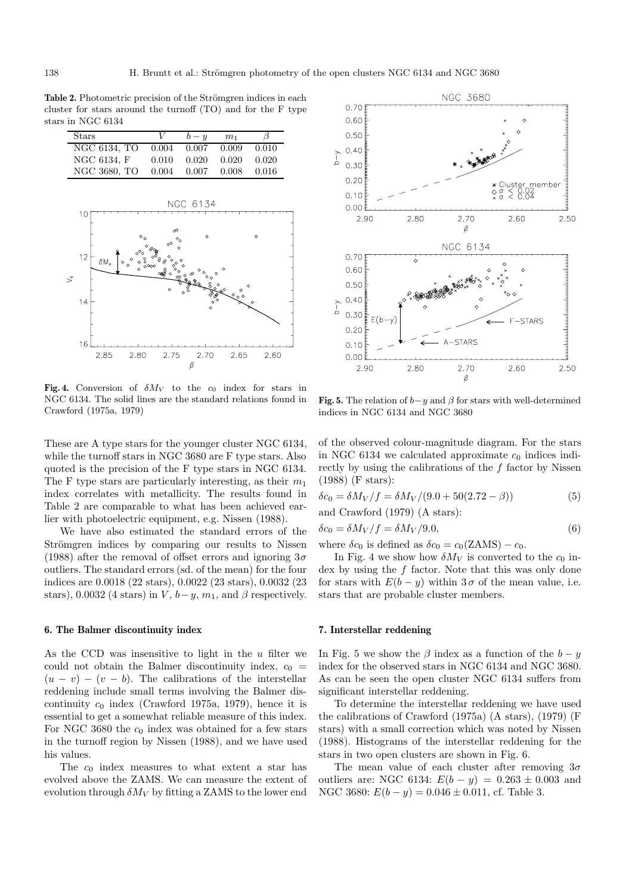**Table 2.** Photometric precision of the Strömgren indices in each cluster for stars around the turnoff (TO) and for the F type stars in NGC 6134

| Stars | $V$ | $b-y$ | $m_1$ | $\beta$ |
|---|---|---|---|---|
| NGC 6134, TO | 0.004 | 0.007 | 0.009 | 0.010 |
| NGC 6134, F | 0.010 | 0.020 | 0.020 | 0.020 |
| NGC 3680, TO | 0.004 | 0.007 | 0.008 | 0.016 |

**Fig. 4.** Conversion of $\delta M_V$ to the $c_0$ index for stars in NGC 6134. The solid lines are the standard relations found in Crawford (1975a, 1979)

**Fig. 5.** The relation of $b-y$ and $\beta$ for stars with well-determined indices in NGC 6134 and NGC 3680

These are A type stars for the younger cluster NGC 6134, while the turnoff stars in NGC 3680 are F type stars. Also quoted is the precision of the F type stars in NGC 6134. The F type stars are particularly interesting, as their $m_1$ index correlates with metallicity. The results found in Table 2 are comparable to what has been achieved earlier with photoelectric equipment, e.g. Nissen (1988).

We have also estimated the standard errors of the Strömgren indices by comparing our results to Nissen (1988) after the removal of offset errors and ignoring $3\sigma$ outliers. The standard errors (sd. of the mean) for the four indices are 0.0018 (22 stars), 0.0022 (23 stars), 0.0032 (23 stars), 0.0032 (4 stars) in $V$, $b-y$, $m_1$, and $\beta$ respectively.

## 6. The Balmer discontinuity index

As the CCD was insensitive to light in the $u$ filter we could not obtain the Balmer discontinuity index, $c_0 = (u-v) - (v-b)$. The calibrations of the interstellar reddening include small terms involving the Balmer discontinuity $c_0$ index (Crawford 1975a, 1979), hence it is essential to get a somewhat reliable measure of this index. For NGC 3680 the $c_0$ index was obtained for a few stars in the turnoff region by Nissen (1988), and we have used his values.

The $c_0$ index measures to what extent a star has evolved above the ZAMS. We can measure the extent of evolution through $\delta M_V$ by fitting a ZAMS to the lower end of the observed colour-magnitude diagram. For the stars in NGC 6134 we calculated approximate $c_0$ indices indirectly by using the calibrations of the $f$ factor by Nissen (1988) (F stars):

$$\delta c_0 = \delta M_V / f = \delta M_V / (9.0 + 50(2.72 - \beta)) \tag{5}$$

and Crawford (1979) (A stars):

$$\delta c_0 = \delta M_V / f = \delta M_V / 9.0, \tag{6}$$

where $\delta c_0$ is defined as $\delta c_0 = c_0(\mathrm{ZAMS}) - c_0$.

In Fig. 4 we show how $\delta M_V$ is converted to the $c_0$ index by using the $f$ factor. Note that this was only done for stars with $E(b-y)$ within $3\sigma$ of the mean value, i.e. stars that are probable cluster members.

## 7. Interstellar reddening

In Fig. 5 we show the $\beta$ index as a function of the $b-y$ index for the observed stars in NGC 6134 and NGC 3680. As can be seen the open cluster NGC 6134 suffers from significant interstellar reddening.

To determine the interstellar reddening we have used the calibrations of Crawford (1975a) (A stars), (1979) (F stars) with a small correction which was noted by Nissen (1988). Histograms of the interstellar reddening for the stars in two open clusters are shown in Fig. 6.

The mean value of each cluster after removing $3\sigma$ outliers are: NGC 6134: $E(b-y) = 0.263 \pm 0.003$ and NGC 3680: $E(b-y) = 0.046 \pm 0.011$, cf. Table 3.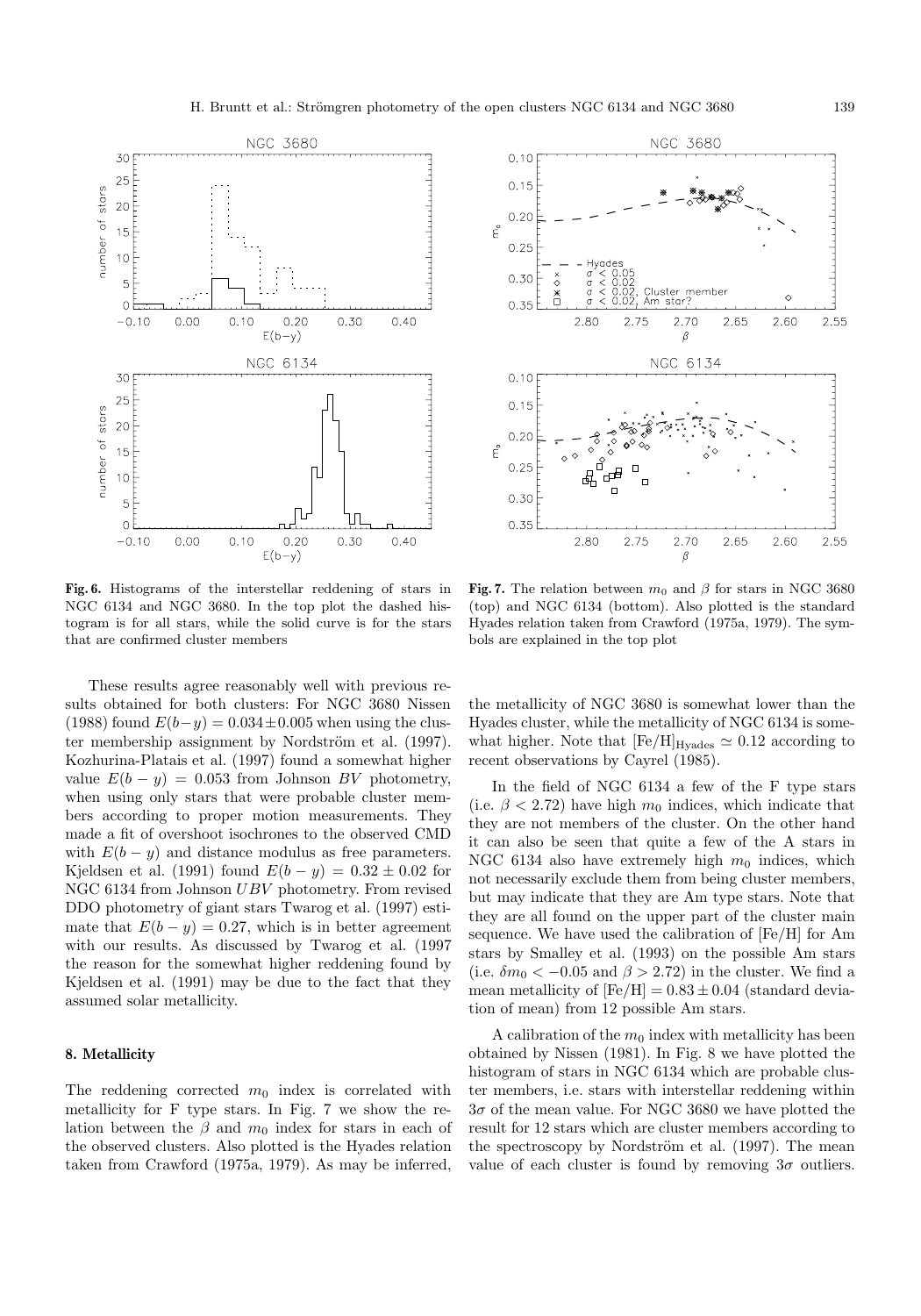**Fig. 6.** Histograms of the interstellar reddening of stars in NGC 6134 and NGC 3680. In the top plot the dashed histogram is for all stars, while the solid curve is for the stars that are confirmed cluster members

**Fig. 7.** The relation between $m_0$ and $\beta$ for stars in NGC 3680 (top) and NGC 6134 (bottom). Also plotted is the standard Hyades relation taken from Crawford (1975a, 1979). The symbols are explained in the top plot

These results agree reasonably well with previous results obtained for both clusters: For NGC 3680 Nissen (1988) found $E(b-y) = 0.034 \pm 0.005$ when using the cluster membership assignment by Nordström et al. (1997). Kozhurina-Platais et al. (1997) found a somewhat higher value $E(b-y) = 0.053$ from Johnson $BV$ photometry, when using only stars that were probable cluster members according to proper motion measurements. They made a fit of overshoot isochrones to the observed CMD with $E(b-y)$ and distance modulus as free parameters. Kjeldsen et al. (1991) found $E(b-y) = 0.32 \pm 0.02$ for NGC 6134 from Johnson $UBV$ photometry. From revised DDO photometry of giant stars Twarog et al. (1997) estimate that $E(b-y) = 0.27$, which is in better agreement with our results. As discussed by Twarog et al. (1997 the reason for the somewhat higher reddening found by Kjeldsen et al. (1991) may be due to the fact that they assumed solar metallicity.

## 8. Metallicity

The reddening corrected $m_0$ index is correlated with metallicity for F type stars. In Fig. 7 we show the relation between the $\beta$ and $m_0$ index for stars in each of the observed clusters. Also plotted is the Hyades relation taken from Crawford (1975a, 1979). As may be inferred, the metallicity of NGC 3680 is somewhat lower than the Hyades cluster, while the metallicity of NGC 6134 is somewhat higher. Note that $[\mathrm{Fe/H}]_{\mathrm{Hyades}} \simeq 0.12$ according to recent observations by Cayrel (1985).

In the field of NGC 6134 a few of the F type stars (i.e. $\beta < 2.72$) have high $m_0$ indices, which indicate that they are not members of the cluster. On the other hand it can also be seen that quite a few of the A stars in NGC 6134 also have extremely high $m_0$ indices, which not necessarily exclude them from being cluster members, but may indicate that they are Am type stars. Note that they are all found on the upper part of the cluster main sequence. We have used the calibration of [Fe/H] for Am stars by Smalley et al. (1993) on the possible Am stars (i.e. $\delta m_0 < -0.05$ and $\beta > 2.72$) in the cluster. We find a mean metallicity of $[\mathrm{Fe/H}] = 0.83 \pm 0.04$ (standard deviation of mean) from 12 possible Am stars.

A calibration of the $m_0$ index with metallicity has been obtained by Nissen (1981). In Fig. 8 we have plotted the histogram of stars in NGC 6134 which are probable cluster members, i.e. stars with interstellar reddening within $3\sigma$ of the mean value. For NGC 3680 we have plotted the result for 12 stars which are cluster members according to the spectroscopy by Nordström et al. (1997). The mean value of each cluster is found by removing $3\sigma$ outliers.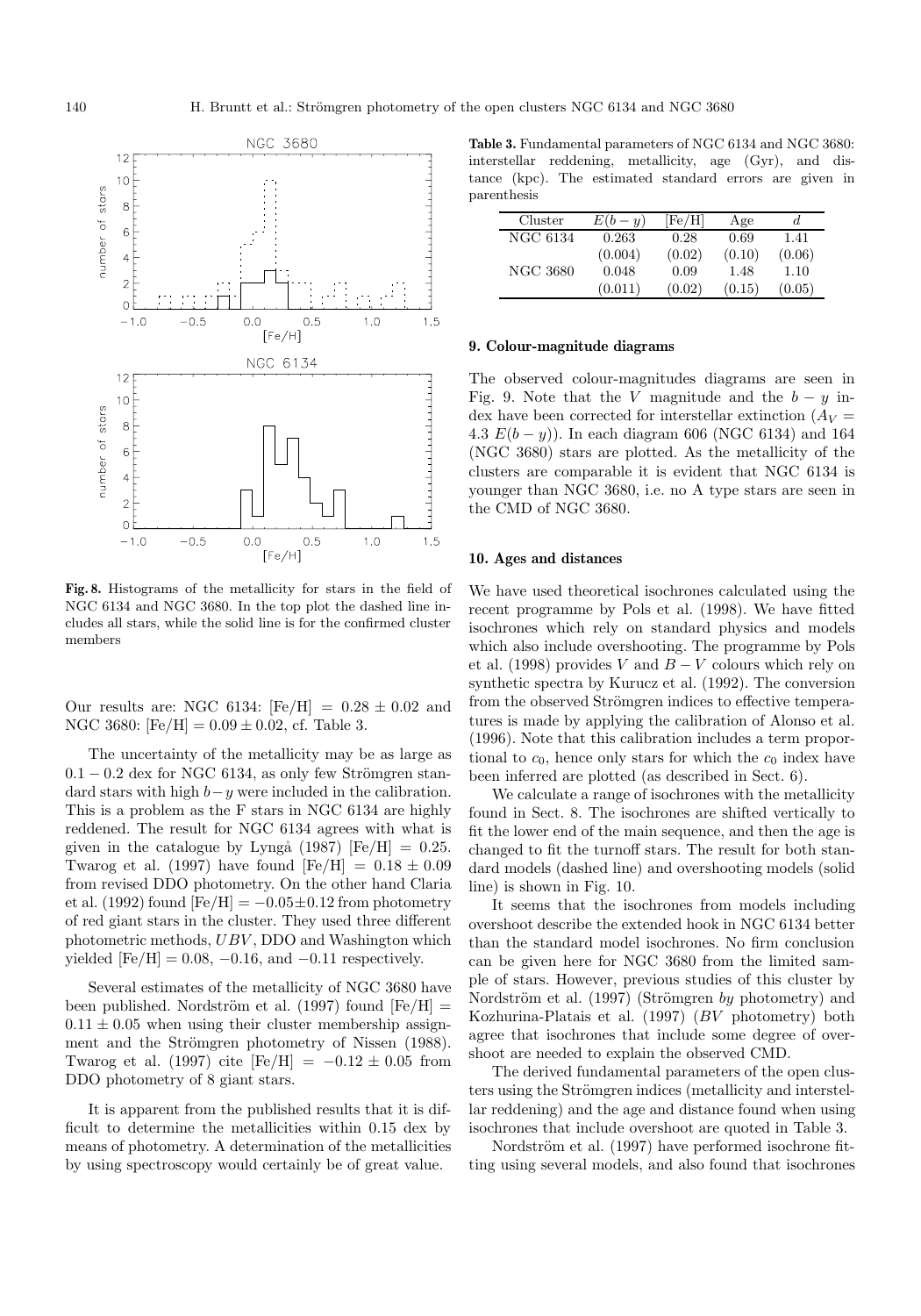**Fig. 8.** Histograms of the metallicity for stars in the field of NGC 6134 and NGC 3680. In the top plot the dashed line includes all stars, while the solid line is for the confirmed cluster members

Our results are: NGC 6134: [Fe/H] $= 0.28 \pm 0.02$ and NGC 3680: [Fe/H] $= 0.09 \pm 0.02$, cf. Table 3.

The uncertainty of the metallicity may be as large as $0.1 - 0.2$ dex for NGC 6134, as only few Strömgren standard stars with high $b-y$ were included in the calibration. This is a problem as the F stars in NGC 6134 are highly reddened. The result for NGC 6134 agrees with what is given in the catalogue by Lyngå (1987) [Fe/H] $= 0.25$. Twarog et al. (1997) have found [Fe/H] $= 0.18 \pm 0.09$ from revised DDO photometry. On the other hand Claria et al. (1992) found [Fe/H] $= -0.05 \pm 0.12$ from photometry of red giant stars in the cluster. They used three different photometric methods, $UBV$, DDO and Washington which yielded [Fe/H] $= 0.08$, $-0.16$, and $-0.11$ respectively.

Several estimates of the metallicity of NGC 3680 have been published. Nordström et al. (1997) found [Fe/H] $= 0.11 \pm 0.05$ when using their cluster membership assignment and the Strömgren photometry of Nissen (1988). Twarog et al. (1997) cite [Fe/H] $= -0.12 \pm 0.05$ from DDO photometry of 8 giant stars.

It is apparent from the published results that it is difficult to determine the metallicities within 0.15 dex by means of photometry. A determination of the metallicities by using spectroscopy would certainly be of great value.

**Table 3.** Fundamental parameters of NGC 6134 and NGC 3680: interstellar reddening, metallicity, age (Gyr), and distance (kpc). The estimated standard errors are given in parenthesis

| Cluster | $E(b-y)$ | [Fe/H] | Age | $d$ |
|---|---|---|---|---|
| NGC 6134 | 0.263 | 0.28 | 0.69 | 1.41 |
| | (0.004) | (0.02) | (0.10) | (0.06) |
| NGC 3680 | 0.048 | 0.09 | 1.48 | 1.10 |
| | (0.011) | (0.02) | (0.15) | (0.05) |

## 9. Colour-magnitude diagrams

The observed colour-magnitudes diagrams are seen in Fig. 9. Note that the $V$ magnitude and the $b-y$ index have been corrected for interstellar extinction ($A_V = 4.3\ E(b-y)$). In each diagram 606 (NGC 6134) and 164 (NGC 3680) stars are plotted. As the metallicity of the clusters are comparable it is evident that NGC 6134 is younger than NGC 3680, i.e. no A type stars are seen in the CMD of NGC 3680.

## 10. Ages and distances

We have used theoretical isochrones calculated using the recent programme by Pols et al. (1998). We have fitted isochrones which rely on standard physics and models which also include overshooting. The programme by Pols et al. (1998) provides $V$ and $B-V$ colours which rely on synthetic spectra by Kurucz et al. (1992). The conversion from the observed Strömgren indices to effective temperatures is made by applying the calibration of Alonso et al. (1996). Note that this calibration includes a term proportional to $c_0$, hence only stars for which the $c_0$ index have been inferred are plotted (as described in Sect. 6).

We calculate a range of isochrones with the metallicity found in Sect. 8. The isochrones are shifted vertically to fit the lower end of the main sequence, and then the age is changed to fit the turnoff stars. The result for both standard models (dashed line) and overshooting models (solid line) is shown in Fig. 10.

It seems that the isochrones from models including overshoot describe the extended hook in NGC 6134 better than the standard model isochrones. No firm conclusion can be given here for NGC 3680 from the limited sample of stars. However, previous studies of this cluster by Nordström et al. (1997) (Strömgren $by$ photometry) and Kozhurina-Platais et al. (1997) ($BV$ photometry) both agree that isochrones that include some degree of overshoot are needed to explain the observed CMD.

The derived fundamental parameters of the open clusters using the Strömgren indices (metallicity and interstellar reddening) and the age and distance found when using isochrones that include overshoot are quoted in Table 3.

Nordström et al. (1997) have performed isochrone fitting using several models, and also found that isochrones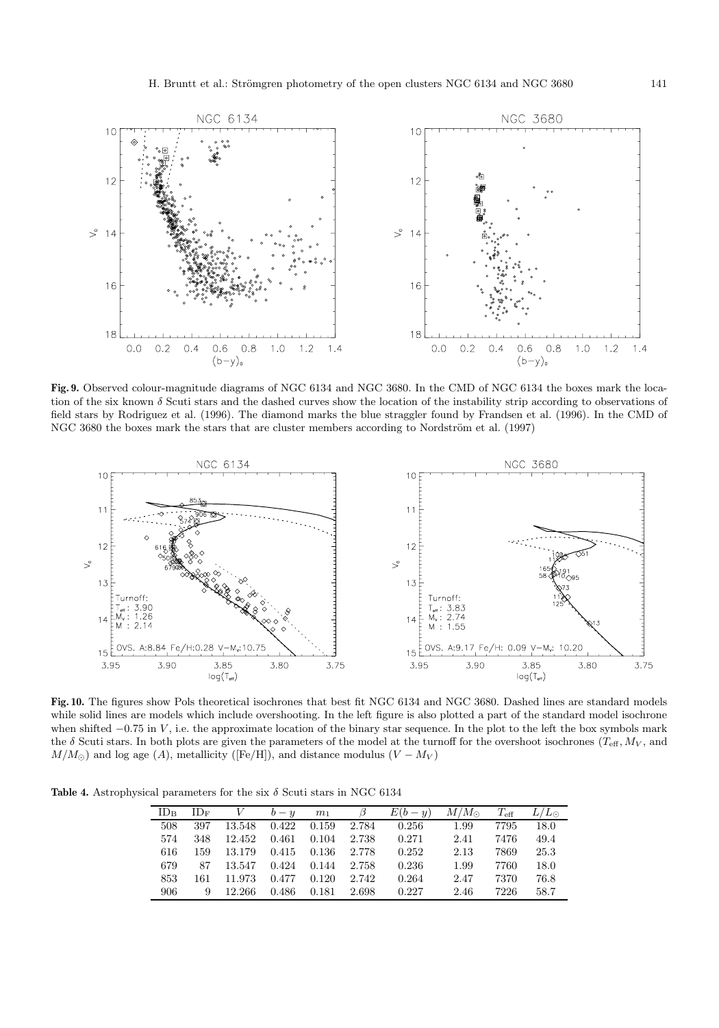**Fig. 9.** Observed colour-magnitude diagrams of NGC 6134 and NGC 3680. In the CMD of NGC 6134 the boxes mark the location of the six known $\delta$ Scuti stars and the dashed curves show the location of the instability strip according to observations of field stars by Rodriguez et al. (1996). The diamond marks the blue straggler found by Frandsen et al. (1996). In the CMD of NGC 3680 the boxes mark the stars that are cluster members according to Nordström et al. (1997)

**Fig. 10.** The figures show Pols theoretical isochrones that best fit NGC 6134 and NGC 3680. Dashed lines are standard models while solid lines are models which include overshooting. In the left figure is also plotted a part of the standard model isochrone when shifted $-0.75$ in $V$, i.e. the approximate location of the binary star sequence. In the plot to the left the box symbols mark the $\delta$ Scuti stars. In both plots are given the parameters of the model at the turnoff for the overshoot isochrones ($T_{\rm eff}, M_V$, and $M/M_\odot$) and log age ($A$), metallicity ([Fe/H]), and distance modulus ($V - M_V$)

**Table 4.** Astrophysical parameters for the six $\delta$ Scuti stars in NGC 6134

| $\mathrm{ID_B}$ | $\mathrm{ID_F}$ | $V$ | $b-y$ | $m_1$ | $\beta$ | $E(b-y)$ | $M/M_\odot$ | $T_{\rm eff}$ | $L/L_\odot$ |
|---|---|---|---|---|---|---|---|---|---|
| 508 | 397 | 13.548 | 0.422 | 0.159 | 2.784 | 0.256 | 1.99 | 7795 | 18.0 |
| 574 | 348 | 12.452 | 0.461 | 0.104 | 2.738 | 0.271 | 2.41 | 7476 | 49.4 |
| 616 | 159 | 13.179 | 0.415 | 0.136 | 2.778 | 0.252 | 2.13 | 7869 | 25.3 |
| 679 | 87 | 13.547 | 0.424 | 0.144 | 2.758 | 0.236 | 1.99 | 7760 | 18.0 |
| 853 | 161 | 11.973 | 0.477 | 0.120 | 2.742 | 0.264 | 2.47 | 7370 | 76.8 |
| 906 | 9 | 12.266 | 0.486 | 0.181 | 2.698 | 0.227 | 2.46 | 7226 | 58.7 |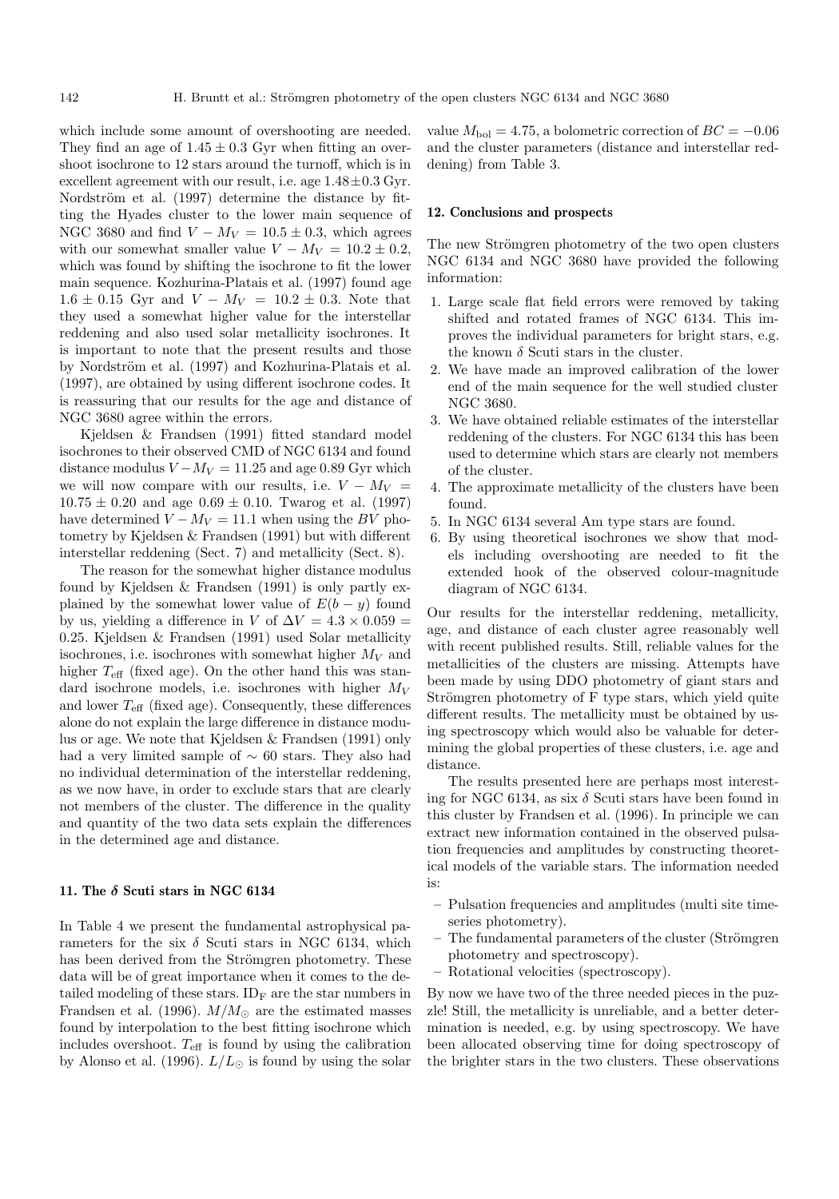which include some amount of overshooting are needed. They find an age of $1.45 \pm 0.3$ Gyr when fitting an overshoot isochrone to 12 stars around the turnoff, which is in excellent agreement with our result, i.e. age $1.48 \pm 0.3$ Gyr. Nordström et al. (1997) determine the distance by fitting the Hyades cluster to the lower main sequence of NGC 3680 and find $V - M_V = 10.5 \pm 0.3$, which agrees with our somewhat smaller value $V - M_V = 10.2 \pm 0.2$, which was found by shifting the isochrone to fit the lower main sequence. Kozhurina-Platais et al. (1997) found age $1.6 \pm 0.15$ Gyr and $V - M_V = 10.2 \pm 0.3$. Note that they used a somewhat higher value for the interstellar reddening and also used solar metallicity isochrones. It is important to note that the present results and those by Nordström et al. (1997) and Kozhurina-Platais et al. (1997), are obtained by using different isochrone codes. It is reassuring that our results for the age and distance of NGC 3680 agree within the errors.

Kjeldsen & Frandsen (1991) fitted standard model isochrones to their observed CMD of NGC 6134 and found distance modulus $V - M_V = 11.25$ and age 0.89 Gyr which we will now compare with our results, i.e. $V - M_V = 10.75 \pm 0.20$ and age $0.69 \pm 0.10$. Twarog et al. (1997) have determined $V - M_V = 11.1$ when using the $BV$ photometry by Kjeldsen & Frandsen (1991) but with different interstellar reddening (Sect. 7) and metallicity (Sect. 8).

The reason for the somewhat higher distance modulus found by Kjeldsen & Frandsen (1991) is only partly explained by the somewhat lower value of $E(b - y)$ found by us, yielding a difference in $V$ of $\Delta V = 4.3 \times 0.059 = 0.25$. Kjeldsen & Frandsen (1991) used Solar metallicity isochrones, i.e. isochrones with somewhat higher $M_V$ and higher $T_{\rm eff}$ (fixed age). On the other hand this was standard isochrone models, i.e. isochrones with higher $M_V$ and lower $T_{\rm eff}$ (fixed age). Consequently, these differences alone do not explain the large difference in distance modulus or age. We note that Kjeldsen & Frandsen (1991) only had a very limited sample of $\sim 60$ stars. They also had no individual determination of the interstellar reddening, as we now have, in order to exclude stars that are clearly not members of the cluster. The difference in the quality and quantity of the two data sets explain the differences in the determined age and distance.

## 11. The $\delta$ Scuti stars in NGC 6134

In Table 4 we present the fundamental astrophysical parameters for the six $\delta$ Scuti stars in NGC 6134, which has been derived from the Strömgren photometry. These data will be of great importance when it comes to the detailed modeling of these stars. $\rm ID_F$ are the star numbers in Frandsen et al. (1996). $M/M_\odot$ are the estimated masses found by interpolation to the best fitting isochrone which includes overshoot. $T_{\rm eff}$ is found by using the calibration by Alonso et al. (1996). $L/L_\odot$ is found by using the solar value $M_{\rm bol} = 4.75$, a bolometric correction of $BC = -0.06$ and the cluster parameters (distance and interstellar reddening) from Table 3.

## 12. Conclusions and prospects

The new Strömgren photometry of the two open clusters NGC 6134 and NGC 3680 have provided the following information:

1. Large scale flat field errors were removed by taking shifted and rotated frames of NGC 6134. This improves the individual parameters for bright stars, e.g. the known $\delta$ Scuti stars in the cluster.
2. We have made an improved calibration of the lower end of the main sequence for the well studied cluster NGC 3680.
3. We have obtained reliable estimates of the interstellar reddening of the clusters. For NGC 6134 this has been used to determine which stars are clearly not members of the cluster.
4. The approximate metallicity of the clusters have been found.
5. In NGC 6134 several Am type stars are found.
6. By using theoretical isochrones we show that models including overshooting are needed to fit the extended hook of the observed colour-magnitude diagram of NGC 6134.

Our results for the interstellar reddening, metallicity, age, and distance of each cluster agree reasonably well with recent published results. Still, reliable values for the metallicities of the clusters are missing. Attempts have been made by using DDO photometry of giant stars and Strömgren photometry of F type stars, which yield quite different results. The metallicity must be obtained by using spectroscopy which would also be valuable for determining the global properties of these clusters, i.e. age and distance.

The results presented here are perhaps most interesting for NGC 6134, as six $\delta$ Scuti stars have been found in this cluster by Frandsen et al. (1996). In principle we can extract new information contained in the observed pulsation frequencies and amplitudes by constructing theoretical models of the variable stars. The information needed is:

- Pulsation frequencies and amplitudes (multi site time-series photometry).
- The fundamental parameters of the cluster (Strömgren photometry and spectroscopy).
- Rotational velocities (spectroscopy).

By now we have two of the three needed pieces in the puzzle! Still, the metallicity is unreliable, and a better determination is needed, e.g. by using spectroscopy. We have been allocated observing time for doing spectroscopy of the brighter stars in the two clusters. These observations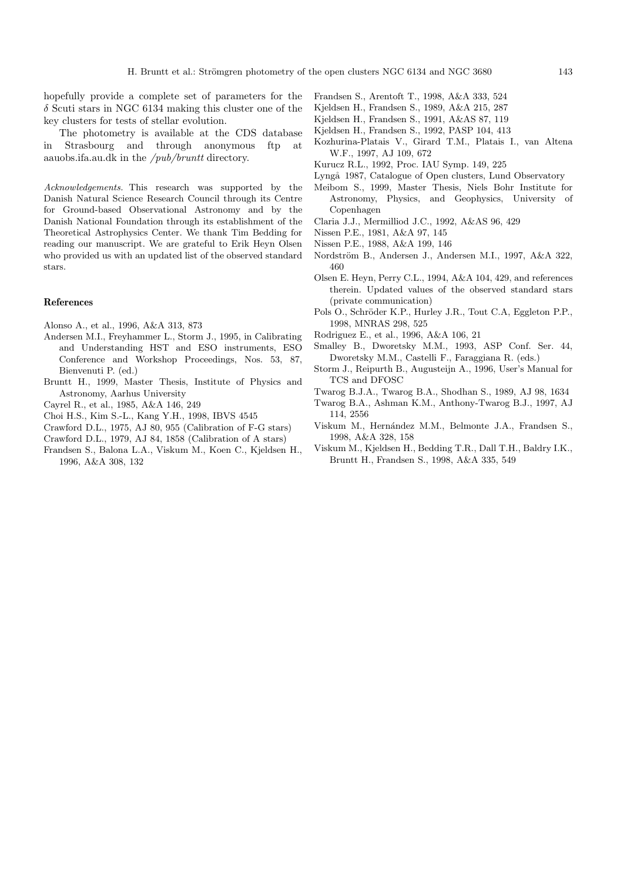hopefully provide a complete set of parameters for the $\delta$ Scuti stars in NGC 6134 making this cluster one of the key clusters for tests of stellar evolution.

The photometry is available at the CDS database in Strasbourg and through anonymous ftp at aauobs.ifa.au.dk in the */pub/bruntt* directory.

*Acknowledgements.* This research was supported by the Danish Natural Science Research Council through its Centre for Ground-based Observational Astronomy and by the Danish National Foundation through its establishment of the Theoretical Astrophysics Center. We thank Tim Bedding for reading our manuscript. We are grateful to Erik Heyn Olsen who provided us with an updated list of the observed standard stars.

## References

Alonso A., et al., 1996, A&A 313, 873

Andersen M.I., Freyhammer L., Storm J., 1995, in Calibrating and Understanding HST and ESO instruments, ESO Conference and Workshop Proceedings, Nos. 53, 87, Bienvenuti P. (ed.)

Bruntt H., 1999, Master Thesis, Institute of Physics and Astronomy, Aarhus University

Cayrel R., et al., 1985, A&A 146, 249

Choi H.S., Kim S.-L., Kang Y.H., 1998, IBVS 4545

Crawford D.L., 1975, AJ 80, 955 (Calibration of F-G stars)

Crawford D.L., 1979, AJ 84, 1858 (Calibration of A stars)

Frandsen S., Balona L.A., Viskum M., Koen C., Kjeldsen H., 1996, A&A 308, 132

Frandsen S., Arentoft T., 1998, A&A 333, 524

Kjeldsen H., Frandsen S., 1989, A&A 215, 287

Kjeldsen H., Frandsen S., 1991, A&AS 87, 119

Kjeldsen H., Frandsen S., 1992, PASP 104, 413

Kozhurina-Platais V., Girard T.M., Platais I., van Altena W.F., 1997, AJ 109, 672

Kurucz R.L., 1992, Proc. IAU Symp. 149, 225

Lyngå 1987, Catalogue of Open clusters, Lund Observatory

Meibom S., 1999, Master Thesis, Niels Bohr Institute for Astronomy, Physics, and Geophysics, University of Copenhagen

Claria J.J., Mermilliod J.C., 1992, A&AS 96, 429

Nissen P.E., 1981, A&A 97, 145

Nissen P.E., 1988, A&A 199, 146

Nordström B., Andersen J., Andersen M.I., 1997, A&A 322, 460

Olsen E. Heyn, Perry C.L., 1994, A&A 104, 429, and references therein. Updated values of the observed standard stars (private communication)

Pols O., Schröder K.P., Hurley J.R., Tout C.A, Eggleton P.P., 1998, MNRAS 298, 525

Rodriguez E., et al., 1996, A&A 106, 21

Smalley B., Dworetsky M.M., 1993, ASP Conf. Ser. 44, Dworetsky M.M., Castelli F., Faraggiana R. (eds.)

Storm J., Reipurth B., Augusteijn A., 1996, User's Manual for TCS and DFOSC

Twarog B.J.A., Twarog B.A., Shodhan S., 1989, AJ 98, 1634

Twarog B.A., Ashman K.M., Anthony-Twarog B.J., 1997, AJ 114, 2556

Viskum M., Hernández M.M., Belmonte J.A., Frandsen S., 1998, A&A 328, 158

Viskum M., Kjeldsen H., Bedding T.R., Dall T.H., Baldry I.K., Bruntt H., Frandsen S., 1998, A&A 335, 549